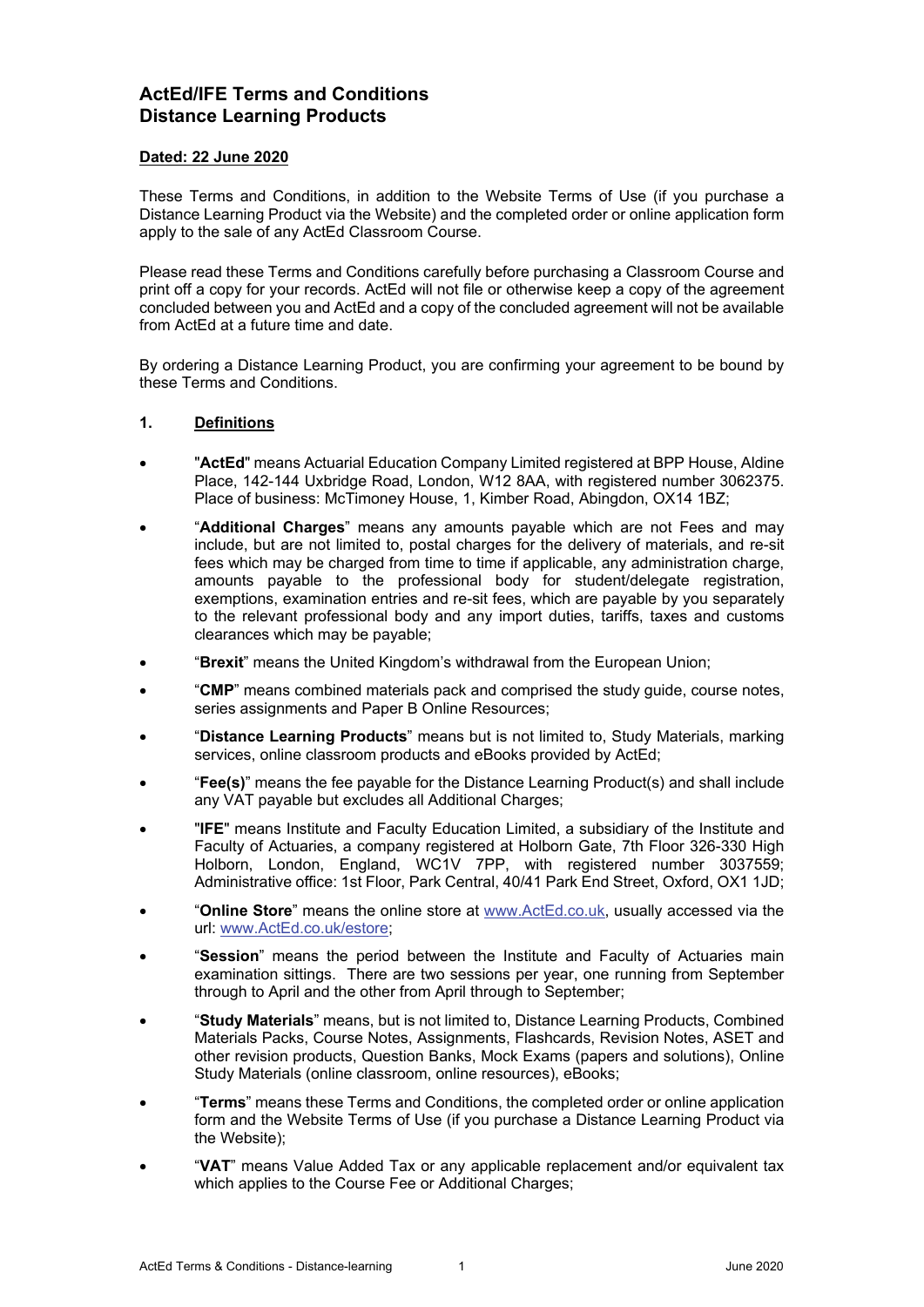# ActEd/IFE Terms and Conditions
# Distance Learning Products

**Dated: 22 June 2020**

These Terms and Conditions, in addition to the Website Terms of Use (if you purchase a Distance Learning Product via the Website) and the completed order or online application form apply to the sale of any ActEd Classroom Course.

Please read these Terms and Conditions carefully before purchasing a Classroom Course and print off a copy for your records. ActEd will not file or otherwise keep a copy of the agreement concluded between you and ActEd and a copy of the concluded agreement will not be available from ActEd at a future time and date.

By ordering a Distance Learning Product, you are confirming your agreement to be bound by these Terms and Conditions.

## 1. Definitions

- "**ActEd**" means Actuarial Education Company Limited registered at BPP House, Aldine Place, 142-144 Uxbridge Road, London, W12 8AA, with registered number 3062375. Place of business: McTimoney House, 1, Kimber Road, Abingdon, OX14 1BZ;
- "**Additional Charges**" means any amounts payable which are not Fees and may include, but are not limited to, postal charges for the delivery of materials, and re-sit fees which may be charged from time to time if applicable, any administration charge, amounts payable to the professional body for student/delegate registration, exemptions, examination entries and re-sit fees, which are payable by you separately to the relevant professional body and any import duties, tariffs, taxes and customs clearances which may be payable;
- "**Brexit**" means the United Kingdom's withdrawal from the European Union;
- "**CMP**" means combined materials pack and comprised the study guide, course notes, series assignments and Paper B Online Resources;
- "**Distance Learning Products**" means but is not limited to, Study Materials, marking services, online classroom products and eBooks provided by ActEd;
- "**Fee(s)**" means the fee payable for the Distance Learning Product(s) and shall include any VAT payable but excludes all Additional Charges;
- "**IFE**" means Institute and Faculty Education Limited, a subsidiary of the Institute and Faculty of Actuaries, a company registered at Holborn Gate, 7th Floor 326-330 High Holborn, London, England, WC1V 7PP, with registered number 3037559; Administrative office: 1st Floor, Park Central, 40/41 Park End Street, Oxford, OX1 1JD;
- "**Online Store**" means the online store at www.ActEd.co.uk, usually accessed via the url: www.ActEd.co.uk/estore;
- "**Session**" means the period between the Institute and Faculty of Actuaries main examination sittings. There are two sessions per year, one running from September through to April and the other from April through to September;
- "**Study Materials**" means, but is not limited to, Distance Learning Products, Combined Materials Packs, Course Notes, Assignments, Flashcards, Revision Notes, ASET and other revision products, Question Banks, Mock Exams (papers and solutions), Online Study Materials (online classroom, online resources), eBooks;
- "**Terms**" means these Terms and Conditions, the completed order or online application form and the Website Terms of Use (if you purchase a Distance Learning Product via the Website);
- "**VAT**" means Value Added Tax or any applicable replacement and/or equivalent tax which applies to the Course Fee or Additional Charges;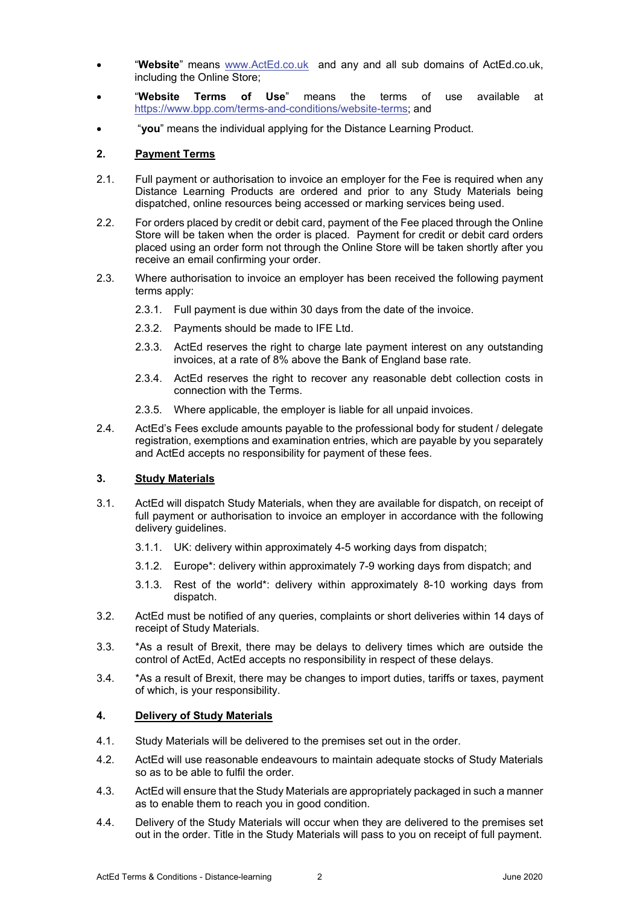- "**Website**" means [www.ActEd.co.uk](http://www.ActEd.co.uk) and any and all sub domains of ActEd.co.uk, including the Online Store;
- "**Website Terms of Use**" means the terms of use available at [https://www.bpp.com/terms-and-conditions/website-terms](https://www.bpp.com/terms-and-conditions/website-terms); and
- "**you**" means the individual applying for the Distance Learning Product.

## 2. Payment Terms

2.1. Full payment or authorisation to invoice an employer for the Fee is required when any Distance Learning Products are ordered and prior to any Study Materials being dispatched, online resources being accessed or marking services being used.

2.2. For orders placed by credit or debit card, payment of the Fee placed through the Online Store will be taken when the order is placed. Payment for credit or debit card orders placed using an order form not through the Online Store will be taken shortly after you receive an email confirming your order.

2.3. Where authorisation to invoice an employer has been received the following payment terms apply:

2.3.1. Full payment is due within 30 days from the date of the invoice.

2.3.2. Payments should be made to IFE Ltd.

2.3.3. ActEd reserves the right to charge late payment interest on any outstanding invoices, at a rate of 8% above the Bank of England base rate.

2.3.4. ActEd reserves the right to recover any reasonable debt collection costs in connection with the Terms.

2.3.5. Where applicable, the employer is liable for all unpaid invoices.

2.4. ActEd's Fees exclude amounts payable to the professional body for student / delegate registration, exemptions and examination entries, which are payable by you separately and ActEd accepts no responsibility for payment of these fees.

## 3. Study Materials

3.1. ActEd will dispatch Study Materials, when they are available for dispatch, on receipt of full payment or authorisation to invoice an employer in accordance with the following delivery guidelines.

3.1.1. UK: delivery within approximately 4-5 working days from dispatch;

3.1.2. Europe*: delivery within approximately 7-9 working days from dispatch; and

3.1.3. Rest of the world*: delivery within approximately 8-10 working days from dispatch.

3.2. ActEd must be notified of any queries, complaints or short deliveries within 14 days of receipt of Study Materials.

3.3. *As a result of Brexit, there may be delays to delivery times which are outside the control of ActEd, ActEd accepts no responsibility in respect of these delays.

3.4. *As a result of Brexit, there may be changes to import duties, tariffs or taxes, payment of which, is your responsibility.

## 4. Delivery of Study Materials

4.1. Study Materials will be delivered to the premises set out in the order.

4.2. ActEd will use reasonable endeavours to maintain adequate stocks of Study Materials so as to be able to fulfil the order.

4.3. ActEd will ensure that the Study Materials are appropriately packaged in such a manner as to enable them to reach you in good condition.

4.4. Delivery of the Study Materials will occur when they are delivered to the premises set out in the order. Title in the Study Materials will pass to you on receipt of full payment.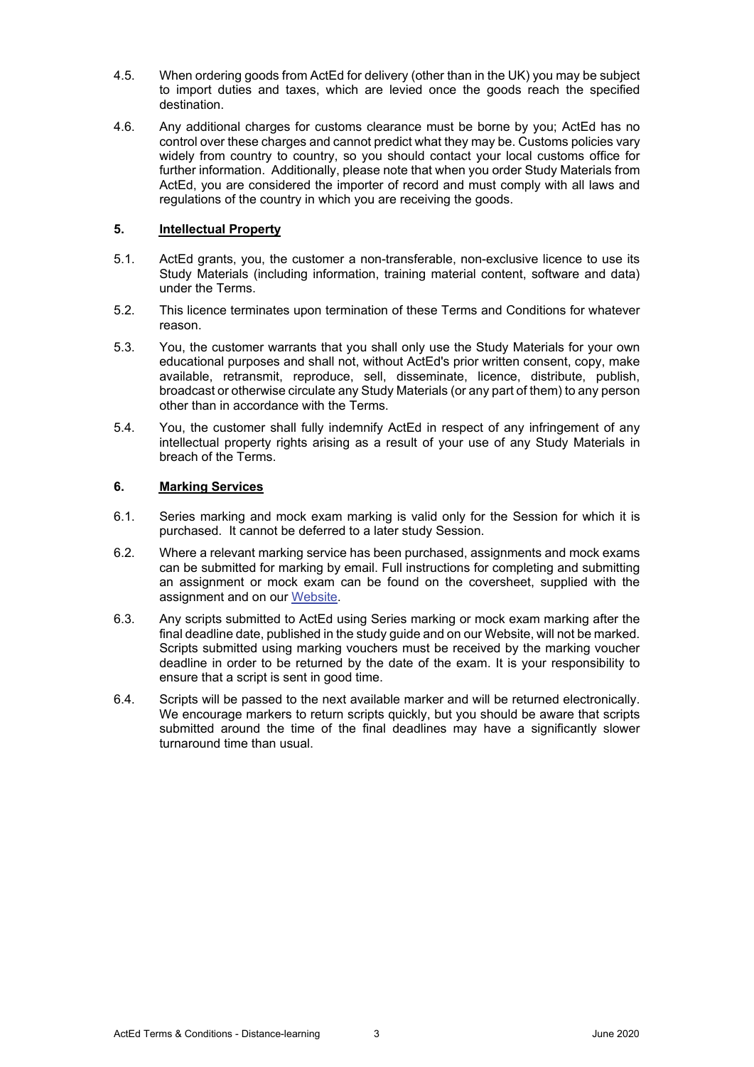4.5. When ordering goods from ActEd for delivery (other than in the UK) you may be subject to import duties and taxes, which are levied once the goods reach the specified destination.

4.6. Any additional charges for customs clearance must be borne by you; ActEd has no control over these charges and cannot predict what they may be. Customs policies vary widely from country to country, so you should contact your local customs office for further information. Additionally, please note that when you order Study Materials from ActEd, you are considered the importer of record and must comply with all laws and regulations of the country in which you are receiving the goods.

## 5. Intellectual Property

5.1. ActEd grants, you, the customer a non-transferable, non-exclusive licence to use its Study Materials (including information, training material content, software and data) under the Terms.

5.2. This licence terminates upon termination of these Terms and Conditions for whatever reason.

5.3. You, the customer warrants that you shall only use the Study Materials for your own educational purposes and shall not, without ActEd's prior written consent, copy, make available, retransmit, reproduce, sell, disseminate, licence, distribute, publish, broadcast or otherwise circulate any Study Materials (or any part of them) to any person other than in accordance with the Terms.

5.4. You, the customer shall fully indemnify ActEd in respect of any infringement of any intellectual property rights arising as a result of your use of any Study Materials in breach of the Terms.

## 6. Marking Services

6.1. Series marking and mock exam marking is valid only for the Session for which it is purchased. It cannot be deferred to a later study Session.

6.2. Where a relevant marking service has been purchased, assignments and mock exams can be submitted for marking by email. Full instructions for completing and submitting an assignment or mock exam can be found on the coversheet, supplied with the assignment and on our Website.

6.3. Any scripts submitted to ActEd using Series marking or mock exam marking after the final deadline date, published in the study guide and on our Website, will not be marked. Scripts submitted using marking vouchers must be received by the marking voucher deadline in order to be returned by the date of the exam. It is your responsibility to ensure that a script is sent in good time.

6.4. Scripts will be passed to the next available marker and will be returned electronically. We encourage markers to return scripts quickly, but you should be aware that scripts submitted around the time of the final deadlines may have a significantly slower turnaround time than usual.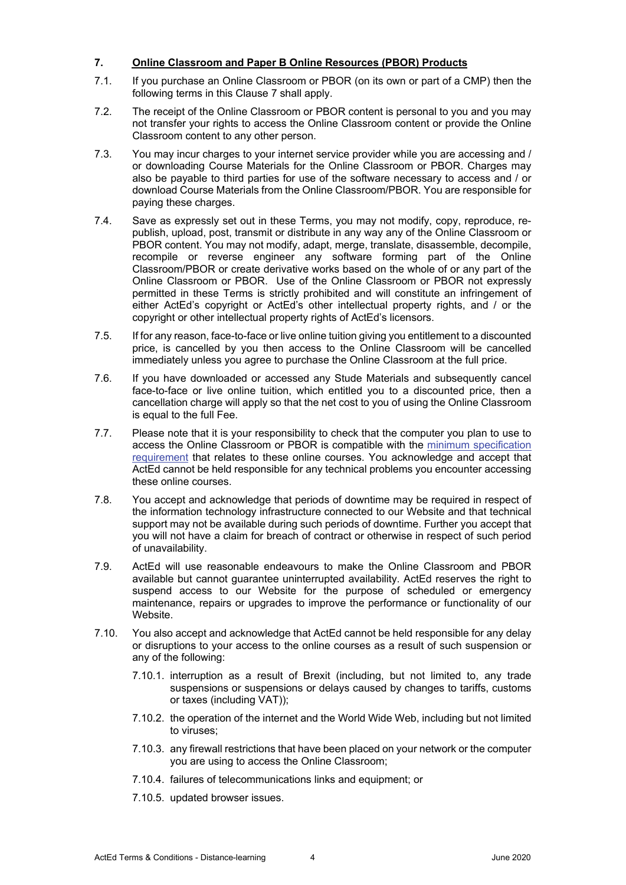## 7. Online Classroom and Paper B Online Resources (PBOR) Products

7.1. If you purchase an Online Classroom or PBOR (on its own or part of a CMP) then the following terms in this Clause 7 shall apply.

7.2. The receipt of the Online Classroom or PBOR content is personal to you and you may not transfer your rights to access the Online Classroom content or provide the Online Classroom content to any other person.

7.3. You may incur charges to your internet service provider while you are accessing and / or downloading Course Materials for the Online Classroom or PBOR. Charges may also be payable to third parties for use of the software necessary to access and / or download Course Materials from the Online Classroom/PBOR. You are responsible for paying these charges.

7.4. Save as expressly set out in these Terms, you may not modify, copy, reproduce, re-publish, upload, post, transmit or distribute in any way any of the Online Classroom or PBOR content. You may not modify, adapt, merge, translate, disassemble, decompile, recompile or reverse engineer any software forming part of the Online Classroom/PBOR or create derivative works based on the whole of or any part of the Online Classroom or PBOR. Use of the Online Classroom or PBOR not expressly permitted in these Terms is strictly prohibited and will constitute an infringement of either ActEd's copyright or ActEd's other intellectual property rights, and / or the copyright or other intellectual property rights of ActEd's licensors.

7.5. If for any reason, face-to-face or live online tuition giving you entitlement to a discounted price, is cancelled by you then access to the Online Classroom will be cancelled immediately unless you agree to purchase the Online Classroom at the full price.

7.6. If you have downloaded or accessed any Stude Materials and subsequently cancel face-to-face or live online tuition, which entitled you to a discounted price, then a cancellation charge will apply so that the net cost to you of using the Online Classroom is equal to the full Fee.

7.7. Please note that it is your responsibility to check that the computer you plan to use to access the Online Classroom or PBOR is compatible with the minimum specification requirement that relates to these online courses. You acknowledge and accept that ActEd cannot be held responsible for any technical problems you encounter accessing these online courses.

7.8. You accept and acknowledge that periods of downtime may be required in respect of the information technology infrastructure connected to our Website and that technical support may not be available during such periods of downtime. Further you accept that you will not have a claim for breach of contract or otherwise in respect of such period of unavailability.

7.9. ActEd will use reasonable endeavours to make the Online Classroom and PBOR available but cannot guarantee uninterrupted availability. ActEd reserves the right to suspend access to our Website for the purpose of scheduled or emergency maintenance, repairs or upgrades to improve the performance or functionality of our Website.

7.10. You also accept and acknowledge that ActEd cannot be held responsible for any delay or disruptions to your access to the online courses as a result of such suspension or any of the following:

7.10.1. interruption as a result of Brexit (including, but not limited to, any trade suspensions or suspensions or delays caused by changes to tariffs, customs or taxes (including VAT));

7.10.2. the operation of the internet and the World Wide Web, including but not limited to viruses;

7.10.3. any firewall restrictions that have been placed on your network or the computer you are using to access the Online Classroom;

7.10.4. failures of telecommunications links and equipment; or

7.10.5. updated browser issues.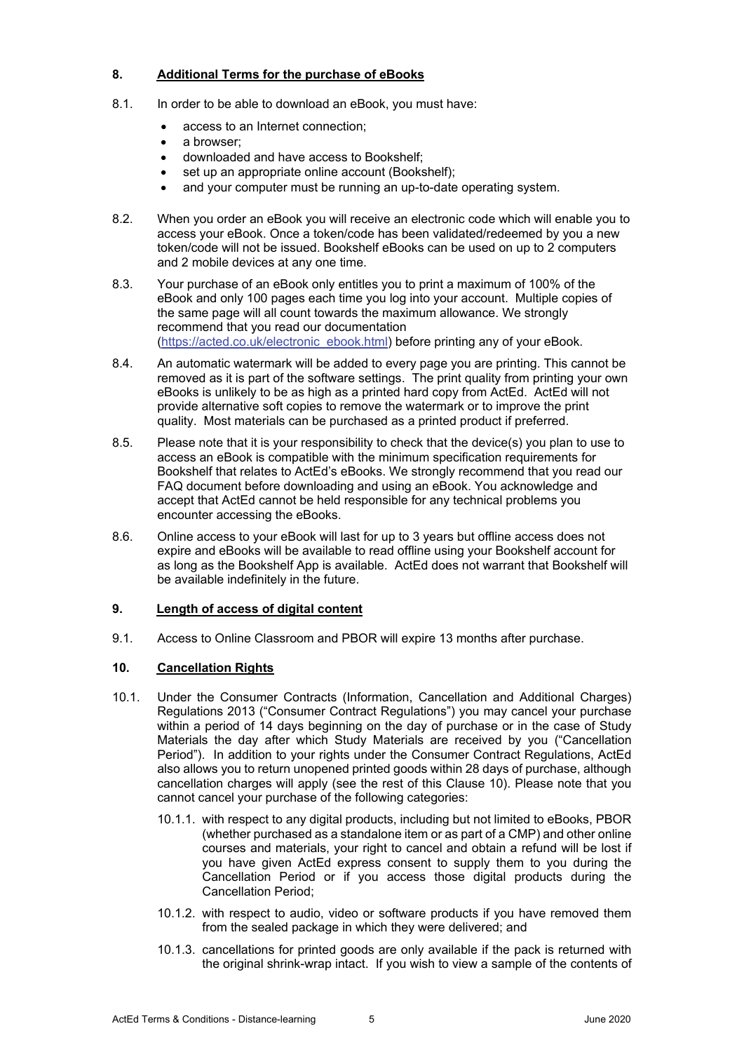## 8. Additional Terms for the purchase of eBooks

8.1. In order to be able to download an eBook, you must have:

- access to an Internet connection;
- a browser;
- downloaded and have access to Bookshelf;
- set up an appropriate online account (Bookshelf);
- and your computer must be running an up-to-date operating system.

8.2. When you order an eBook you will receive an electronic code which will enable you to access your eBook. Once a token/code has been validated/redeemed by you a new token/code will not be issued. Bookshelf eBooks can be used on up to 2 computers and 2 mobile devices at any one time.

8.3. Your purchase of an eBook only entitles you to print a maximum of 100% of the eBook and only 100 pages each time you log into your account. Multiple copies of the same page will all count towards the maximum allowance. We strongly recommend that you read our documentation (https://acted.co.uk/electronic_ebook.html) before printing any of your eBook.

8.4. An automatic watermark will be added to every page you are printing. This cannot be removed as it is part of the software settings. The print quality from printing your own eBooks is unlikely to be as high as a printed hard copy from ActEd. ActEd will not provide alternative soft copies to remove the watermark or to improve the print quality. Most materials can be purchased as a printed product if preferred.

8.5. Please note that it is your responsibility to check that the device(s) you plan to use to access an eBook is compatible with the minimum specification requirements for Bookshelf that relates to ActEd's eBooks. We strongly recommend that you read our FAQ document before downloading and using an eBook. You acknowledge and accept that ActEd cannot be held responsible for any technical problems you encounter accessing the eBooks.

8.6. Online access to your eBook will last for up to 3 years but offline access does not expire and eBooks will be available to read offline using your Bookshelf account for as long as the Bookshelf App is available. ActEd does not warrant that Bookshelf will be available indefinitely in the future.

## 9. Length of access of digital content

9.1. Access to Online Classroom and PBOR will expire 13 months after purchase.

## 10. Cancellation Rights

10.1. Under the Consumer Contracts (Information, Cancellation and Additional Charges) Regulations 2013 ("Consumer Contract Regulations") you may cancel your purchase within a period of 14 days beginning on the day of purchase or in the case of Study Materials the day after which Study Materials are received by you ("Cancellation Period"). In addition to your rights under the Consumer Contract Regulations, ActEd also allows you to return unopened printed goods within 28 days of purchase, although cancellation charges will apply (see the rest of this Clause 10). Please note that you cannot cancel your purchase of the following categories:

10.1.1. with respect to any digital products, including but not limited to eBooks, PBOR (whether purchased as a standalone item or as part of a CMP) and other online courses and materials, your right to cancel and obtain a refund will be lost if you have given ActEd express consent to supply them to you during the Cancellation Period or if you access those digital products during the Cancellation Period;

10.1.2. with respect to audio, video or software products if you have removed them from the sealed package in which they were delivered; and

10.1.3. cancellations for printed goods are only available if the pack is returned with the original shrink-wrap intact. If you wish to view a sample of the contents of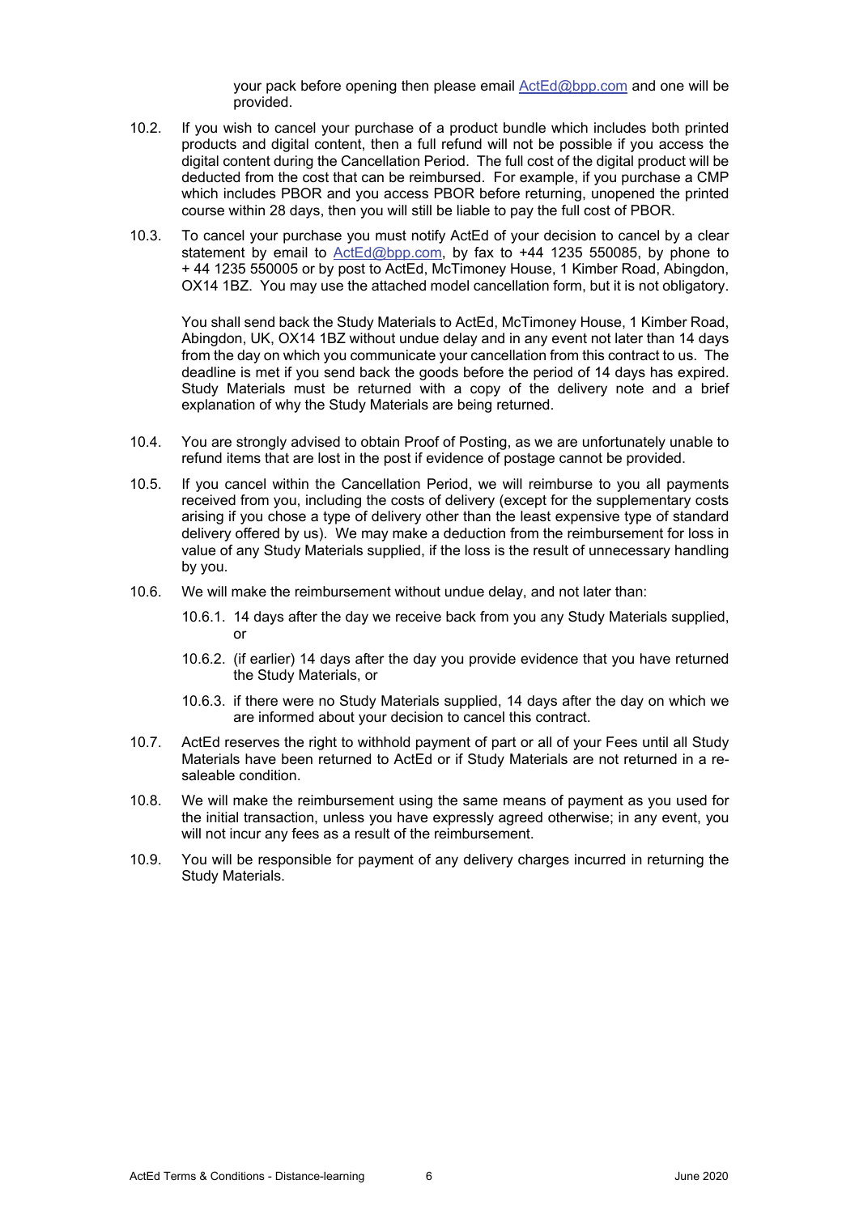your pack before opening then please email ActEd@bpp.com and one will be provided.

10.2. If you wish to cancel your purchase of a product bundle which includes both printed products and digital content, then a full refund will not be possible if you access the digital content during the Cancellation Period. The full cost of the digital product will be deducted from the cost that can be reimbursed. For example, if you purchase a CMP which includes PBOR and you access PBOR before returning, unopened the printed course within 28 days, then you will still be liable to pay the full cost of PBOR.

10.3. To cancel your purchase you must notify ActEd of your decision to cancel by a clear statement by email to ActEd@bpp.com, by fax to +44 1235 550085, by phone to + 44 1235 550005 or by post to ActEd, McTimoney House, 1 Kimber Road, Abingdon, OX14 1BZ. You may use the attached model cancellation form, but it is not obligatory.

You shall send back the Study Materials to ActEd, McTimoney House, 1 Kimber Road, Abingdon, UK, OX14 1BZ without undue delay and in any event not later than 14 days from the day on which you communicate your cancellation from this contract to us. The deadline is met if you send back the goods before the period of 14 days has expired. Study Materials must be returned with a copy of the delivery note and a brief explanation of why the Study Materials are being returned.

10.4. You are strongly advised to obtain Proof of Posting, as we are unfortunately unable to refund items that are lost in the post if evidence of postage cannot be provided.

10.5. If you cancel within the Cancellation Period, we will reimburse to you all payments received from you, including the costs of delivery (except for the supplementary costs arising if you chose a type of delivery other than the least expensive type of standard delivery offered by us). We may make a deduction from the reimbursement for loss in value of any Study Materials supplied, if the loss is the result of unnecessary handling by you.

10.6. We will make the reimbursement without undue delay, and not later than:

10.6.1. 14 days after the day we receive back from you any Study Materials supplied, or

10.6.2. (if earlier) 14 days after the day you provide evidence that you have returned the Study Materials, or

10.6.3. if there were no Study Materials supplied, 14 days after the day on which we are informed about your decision to cancel this contract.

10.7. ActEd reserves the right to withhold payment of part or all of your Fees until all Study Materials have been returned to ActEd or if Study Materials are not returned in a re-saleable condition.

10.8. We will make the reimbursement using the same means of payment as you used for the initial transaction, unless you have expressly agreed otherwise; in any event, you will not incur any fees as a result of the reimbursement.

10.9. You will be responsible for payment of any delivery charges incurred in returning the Study Materials.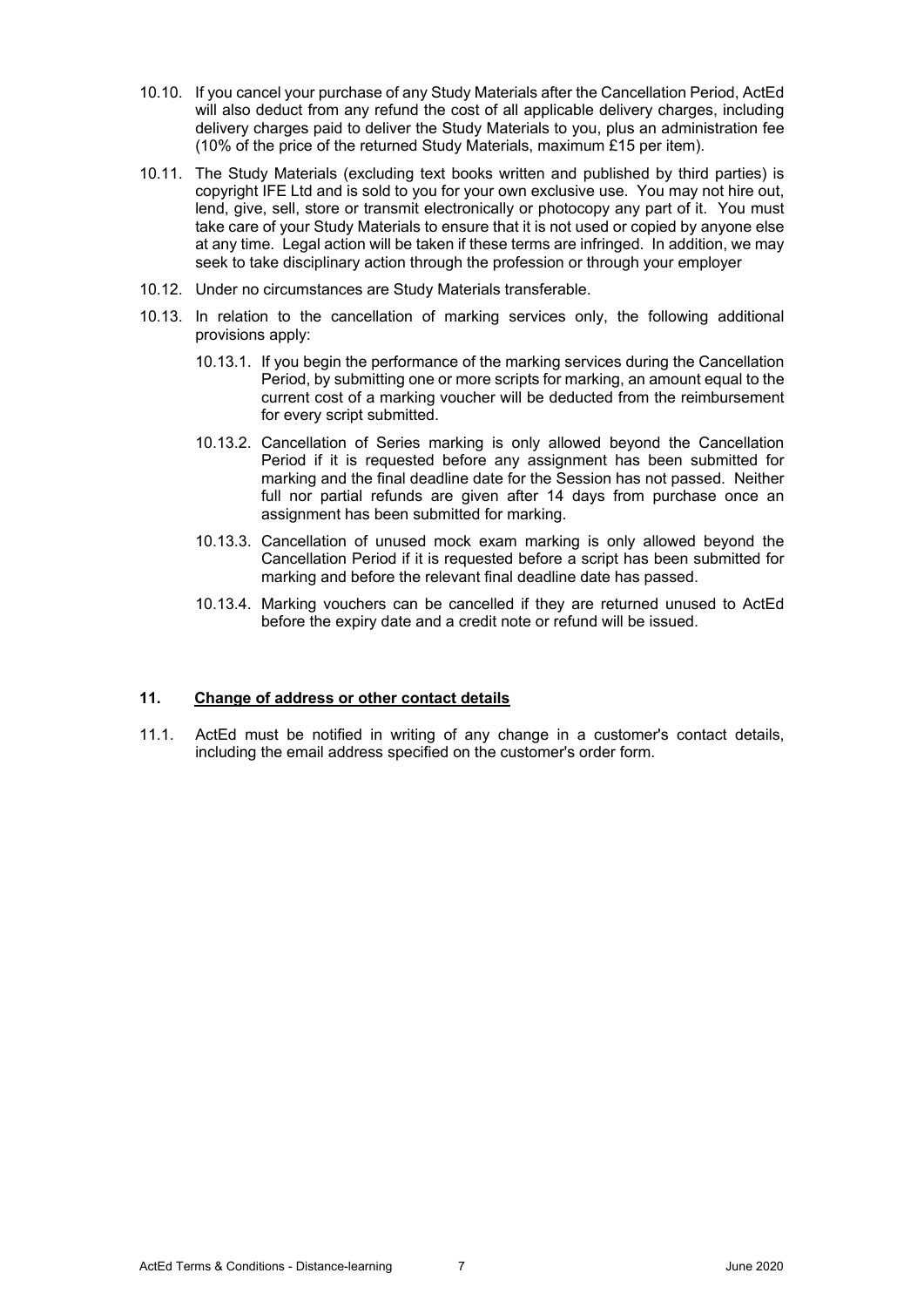10.10. If you cancel your purchase of any Study Materials after the Cancellation Period, ActEd will also deduct from any refund the cost of all applicable delivery charges, including delivery charges paid to deliver the Study Materials to you, plus an administration fee (10% of the price of the returned Study Materials, maximum £15 per item).

10.11. The Study Materials (excluding text books written and published by third parties) is copyright IFE Ltd and is sold to you for your own exclusive use. You may not hire out, lend, give, sell, store or transmit electronically or photocopy any part of it. You must take care of your Study Materials to ensure that it is not used or copied by anyone else at any time. Legal action will be taken if these terms are infringed. In addition, we may seek to take disciplinary action through the profession or through your employer

10.12. Under no circumstances are Study Materials transferable.

10.13. In relation to the cancellation of marking services only, the following additional provisions apply:

10.13.1. If you begin the performance of the marking services during the Cancellation Period, by submitting one or more scripts for marking, an amount equal to the current cost of a marking voucher will be deducted from the reimbursement for every script submitted.

10.13.2. Cancellation of Series marking is only allowed beyond the Cancellation Period if it is requested before any assignment has been submitted for marking and the final deadline date for the Session has not passed. Neither full nor partial refunds are given after 14 days from purchase once an assignment has been submitted for marking.

10.13.3. Cancellation of unused mock exam marking is only allowed beyond the Cancellation Period if it is requested before a script has been submitted for marking and before the relevant final deadline date has passed.

10.13.4. Marking vouchers can be cancelled if they are returned unused to ActEd before the expiry date and a credit note or refund will be issued.

## 11. <u>Change of address or other contact details</u>

11.1. ActEd must be notified in writing of any change in a customer's contact details, including the email address specified on the customer's order form.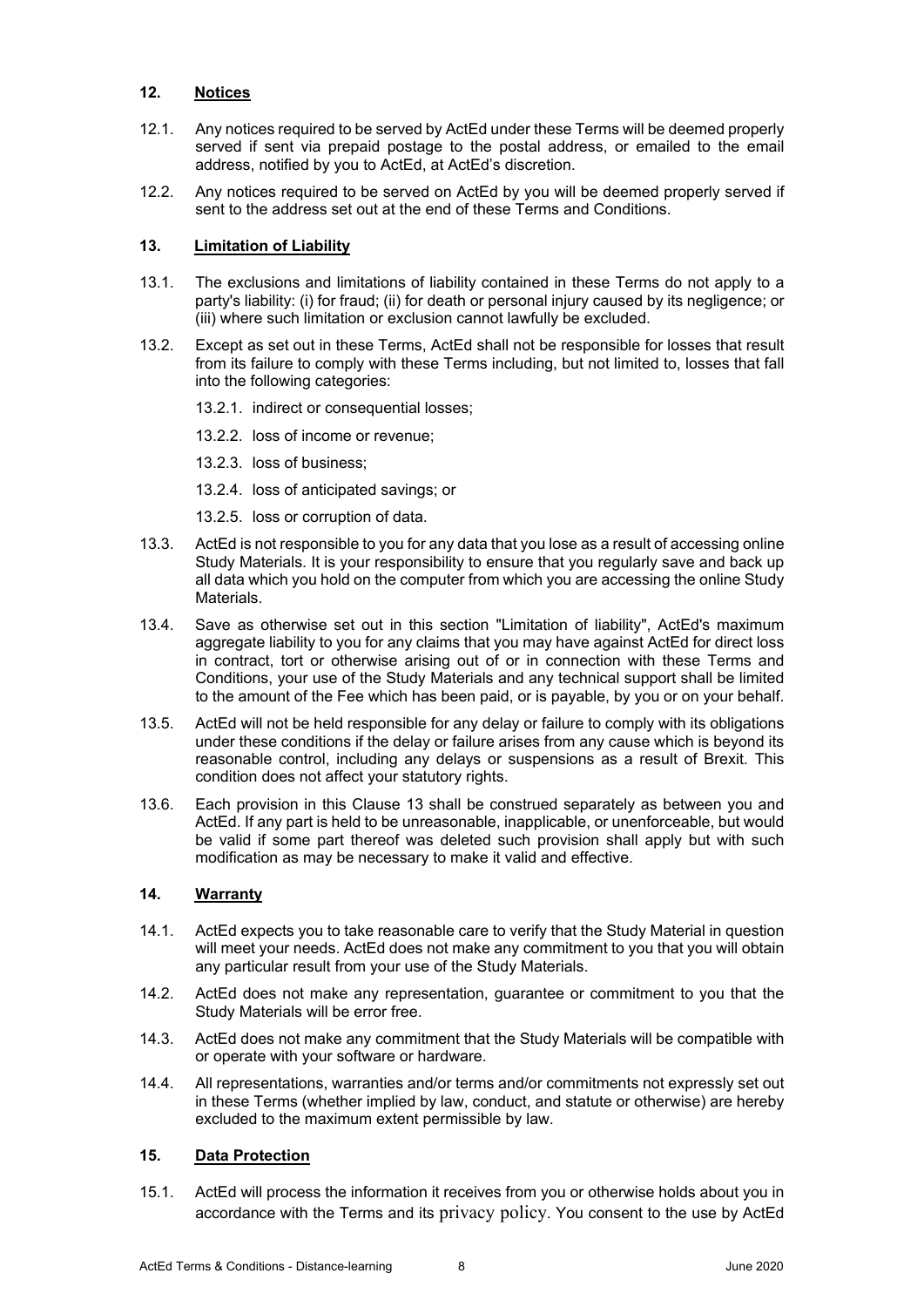## 12. Notices

12.1. Any notices required to be served by ActEd under these Terms will be deemed properly served if sent via prepaid postage to the postal address, or emailed to the email address, notified by you to ActEd, at ActEd's discretion.

12.2. Any notices required to be served on ActEd by you will be deemed properly served if sent to the address set out at the end of these Terms and Conditions.

## 13. Limitation of Liability

13.1. The exclusions and limitations of liability contained in these Terms do not apply to a party's liability: (i) for fraud; (ii) for death or personal injury caused by its negligence; or (iii) where such limitation or exclusion cannot lawfully be excluded.

13.2. Except as set out in these Terms, ActEd shall not be responsible for losses that result from its failure to comply with these Terms including, but not limited to, losses that fall into the following categories:

- 13.2.1. indirect or consequential losses;
- 13.2.2. loss of income or revenue;
- 13.2.3. loss of business;
- 13.2.4. loss of anticipated savings; or
- 13.2.5. loss or corruption of data.

13.3. ActEd is not responsible to you for any data that you lose as a result of accessing online Study Materials. It is your responsibility to ensure that you regularly save and back up all data which you hold on the computer from which you are accessing the online Study Materials.

13.4. Save as otherwise set out in this section "Limitation of liability", ActEd's maximum aggregate liability to you for any claims that you may have against ActEd for direct loss in contract, tort or otherwise arising out of or in connection with these Terms and Conditions, your use of the Study Materials and any technical support shall be limited to the amount of the Fee which has been paid, or is payable, by you or on your behalf.

13.5. ActEd will not be held responsible for any delay or failure to comply with its obligations under these conditions if the delay or failure arises from any cause which is beyond its reasonable control, including any delays or suspensions as a result of Brexit. This condition does not affect your statutory rights.

13.6. Each provision in this Clause 13 shall be construed separately as between you and ActEd. If any part is held to be unreasonable, inapplicable, or unenforceable, but would be valid if some part thereof was deleted such provision shall apply but with such modification as may be necessary to make it valid and effective.

## 14. Warranty

14.1. ActEd expects you to take reasonable care to verify that the Study Material in question will meet your needs. ActEd does not make any commitment to you that you will obtain any particular result from your use of the Study Materials.

14.2. ActEd does not make any representation, guarantee or commitment to you that the Study Materials will be error free.

14.3. ActEd does not make any commitment that the Study Materials will be compatible with or operate with your software or hardware.

14.4. All representations, warranties and/or terms and/or commitments not expressly set out in these Terms (whether implied by law, conduct, and statute or otherwise) are hereby excluded to the maximum extent permissible by law.

## 15. Data Protection

15.1. ActEd will process the information it receives from you or otherwise holds about you in accordance with the Terms and its privacy policy. You consent to the use by ActEd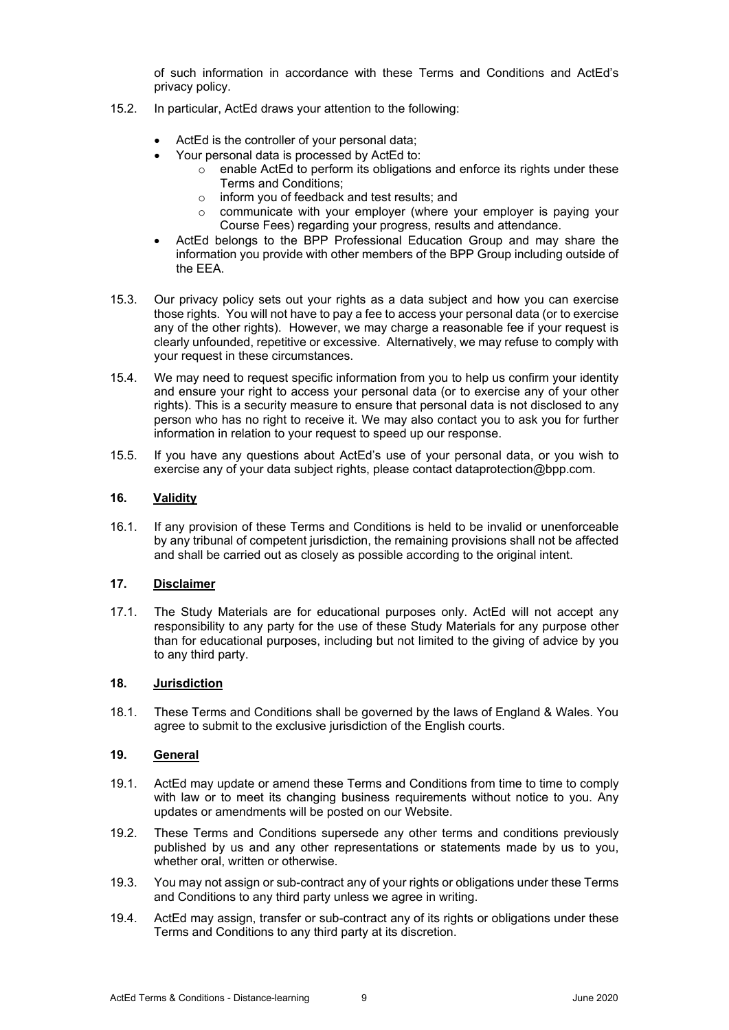of such information in accordance with these Terms and Conditions and ActEd's privacy policy.

15.2. In particular, ActEd draws your attention to the following:

- ActEd is the controller of your personal data;
- Your personal data is processed by ActEd to:
  - enable ActEd to perform its obligations and enforce its rights under these Terms and Conditions;
  - inform you of feedback and test results; and
  - communicate with your employer (where your employer is paying your Course Fees) regarding your progress, results and attendance.
- ActEd belongs to the BPP Professional Education Group and may share the information you provide with other members of the BPP Group including outside of the EEA.

15.3. Our privacy policy sets out your rights as a data subject and how you can exercise those rights. You will not have to pay a fee to access your personal data (or to exercise any of the other rights). However, we may charge a reasonable fee if your request is clearly unfounded, repetitive or excessive. Alternatively, we may refuse to comply with your request in these circumstances.

15.4. We may need to request specific information from you to help us confirm your identity and ensure your right to access your personal data (or to exercise any of your other rights). This is a security measure to ensure that personal data is not disclosed to any person who has no right to receive it. We may also contact you to ask you for further information in relation to your request to speed up our response.

15.5. If you have any questions about ActEd's use of your personal data, or you wish to exercise any of your data subject rights, please contact dataprotection@bpp.com.

## 16. Validity

16.1. If any provision of these Terms and Conditions is held to be invalid or unenforceable by any tribunal of competent jurisdiction, the remaining provisions shall not be affected and shall be carried out as closely as possible according to the original intent.

## 17. Disclaimer

17.1. The Study Materials are for educational purposes only. ActEd will not accept any responsibility to any party for the use of these Study Materials for any purpose other than for educational purposes, including but not limited to the giving of advice by you to any third party.

## 18. Jurisdiction

18.1. These Terms and Conditions shall be governed by the laws of England & Wales. You agree to submit to the exclusive jurisdiction of the English courts.

## 19. General

19.1. ActEd may update or amend these Terms and Conditions from time to time to comply with law or to meet its changing business requirements without notice to you. Any updates or amendments will be posted on our Website.

19.2. These Terms and Conditions supersede any other terms and conditions previously published by us and any other representations or statements made by us to you, whether oral, written or otherwise.

19.3. You may not assign or sub-contract any of your rights or obligations under these Terms and Conditions to any third party unless we agree in writing.

19.4. ActEd may assign, transfer or sub-contract any of its rights or obligations under these Terms and Conditions to any third party at its discretion.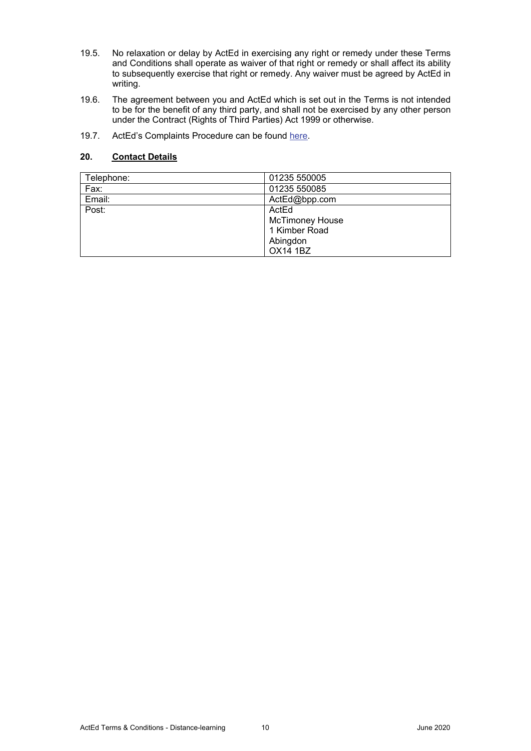19.5. No relaxation or delay by ActEd in exercising any right or remedy under these Terms and Conditions shall operate as waiver of that right or remedy or shall affect its ability to subsequently exercise that right or remedy. Any waiver must be agreed by ActEd in writing.

19.6. The agreement between you and ActEd which is set out in the Terms is not intended to be for the benefit of any third party, and shall not be exercised by any other person under the Contract (Rights of Third Parties) Act 1999 or otherwise.

19.7. ActEd's Complaints Procedure can be found here.

## 20. Contact Details

| | |
|---|---|
| Telephone: | 01235 550005 |
| Fax: | 01235 550085 |
| Email: | ActEd@bpp.com |
| Post: | ActEd<br>McTimoney House<br>1 Kimber Road<br>Abingdon<br>OX14 1BZ |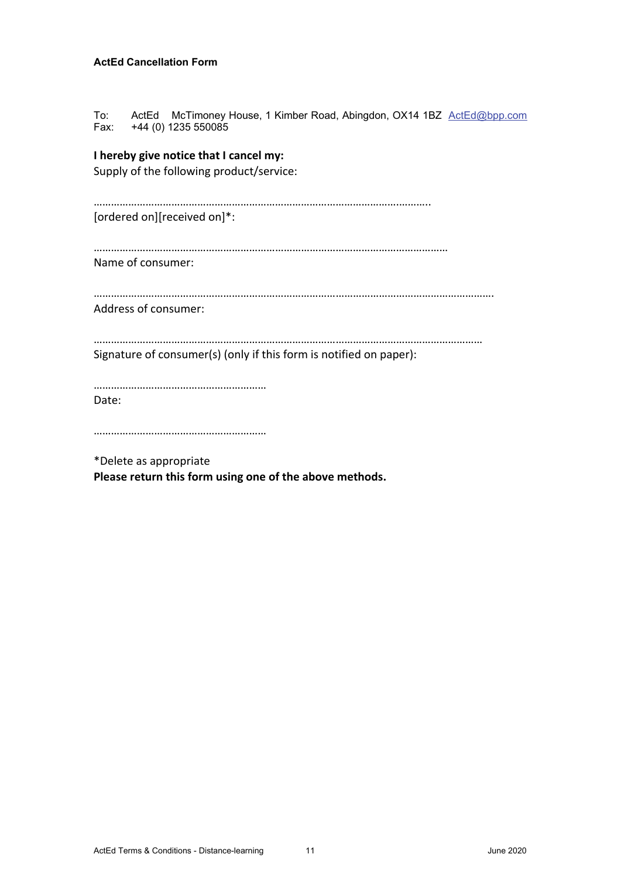**ActEd Cancellation Form**

To: ActEd McTimoney House, 1 Kimber Road, Abingdon, OX14 1BZ ActEd@bpp.com
Fax: +44 (0) 1235 550085

**I hereby give notice that I cancel my:**
Supply of the following product/service:

……………………………………………………………………………………………………..

[ordered on][received on]*:

…………………………………………………………………………………………………………

Name of consumer:

…………………………………………………………………………………………………………………………….

Address of consumer:

……………………………………………………………………………………………………………………………

Signature of consumer(s) (only if this form is notified on paper):

……………………………………………………

Date:

……………………………………………………

*Delete as appropriate
**Please return this form using one of the above methods.**